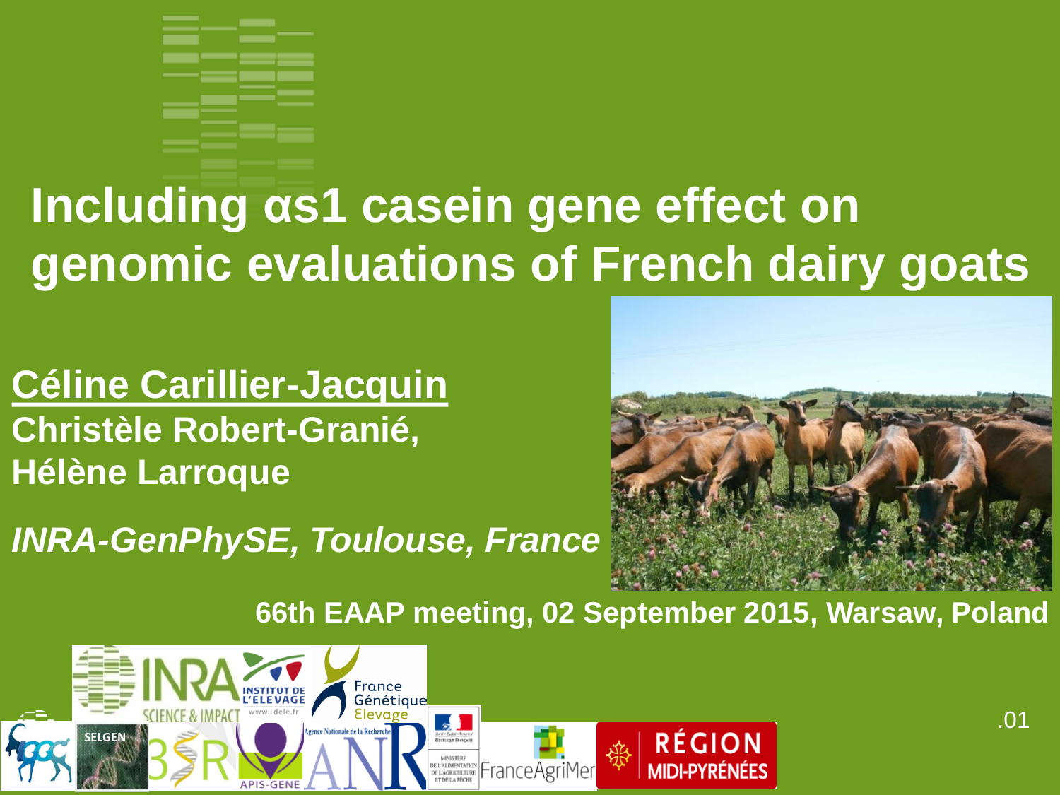# Including αs1 casein gene effect on genomic evaluations of French dairy goats

**Céline Carillier-Jacquin**

**Christèle Robert-Granié,**

**Hélène Larroque**

***INRA-GenPhySE, Toulouse, France***

**66th EAAP meeting, 02 September 2015, Warsaw, Poland**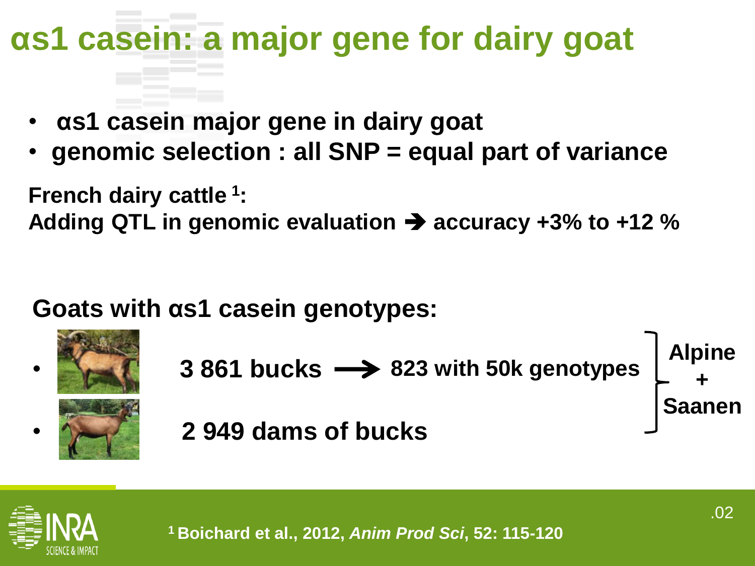# αs1 casein: a major gene for dairy goat

- **αs1 casein major gene in dairy goat**
- **genomic selection : all SNP = equal part of variance**

**French dairy cattle [1]:**
**Adding QTL in genomic evaluation ➔ accuracy +3% to +12 %**

## Goats with αs1 casein genotypes:

- **3 861 bucks ⟶ 823 with 50k genotypes**
- **2 949 dams of bucks**

**Alpine + Saanen**

[1] **Boichard et al., 2012, *Anim Prod Sci*, 52: 115-120**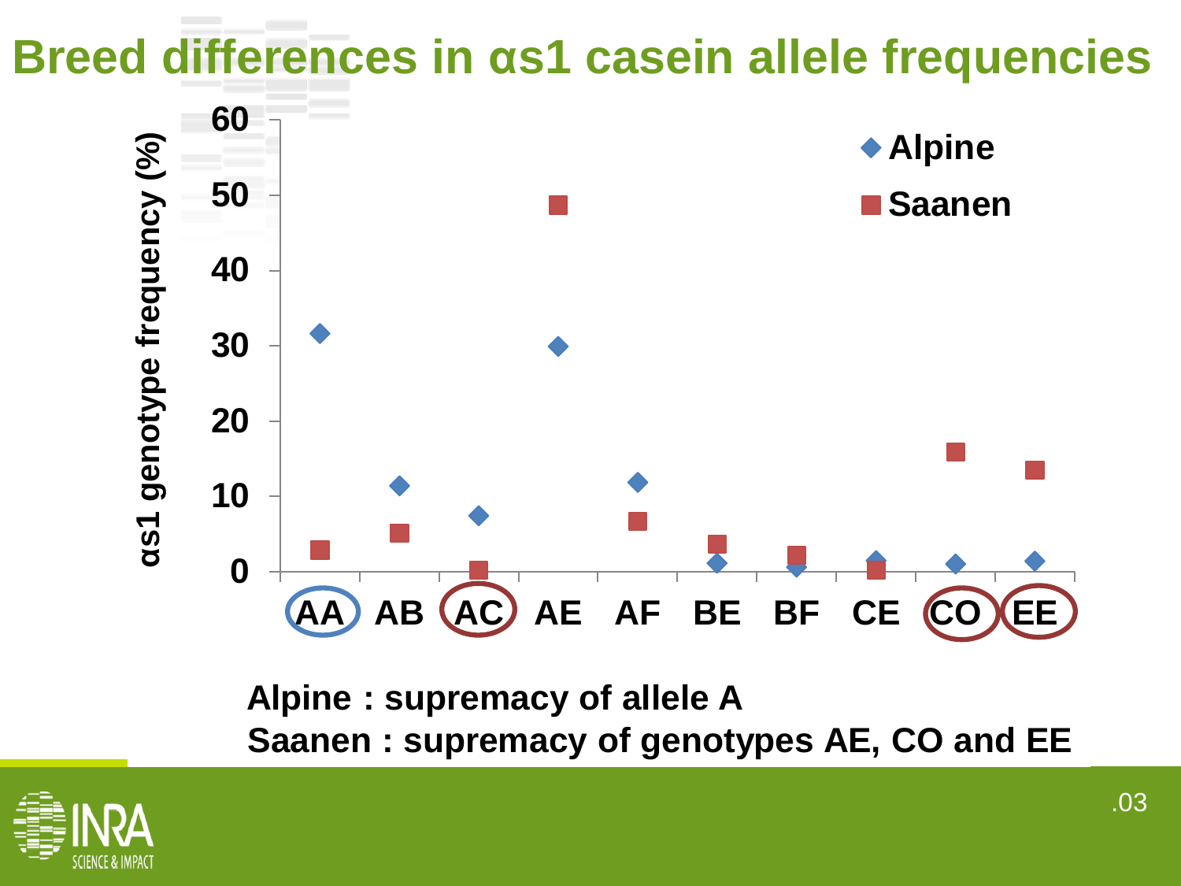# Breed differences in αs1 casein allele frequencies

αs1 genotype frequency (%)

Alpine : supremacy of allele A
Saanen : supremacy of genotypes AE, CO and EE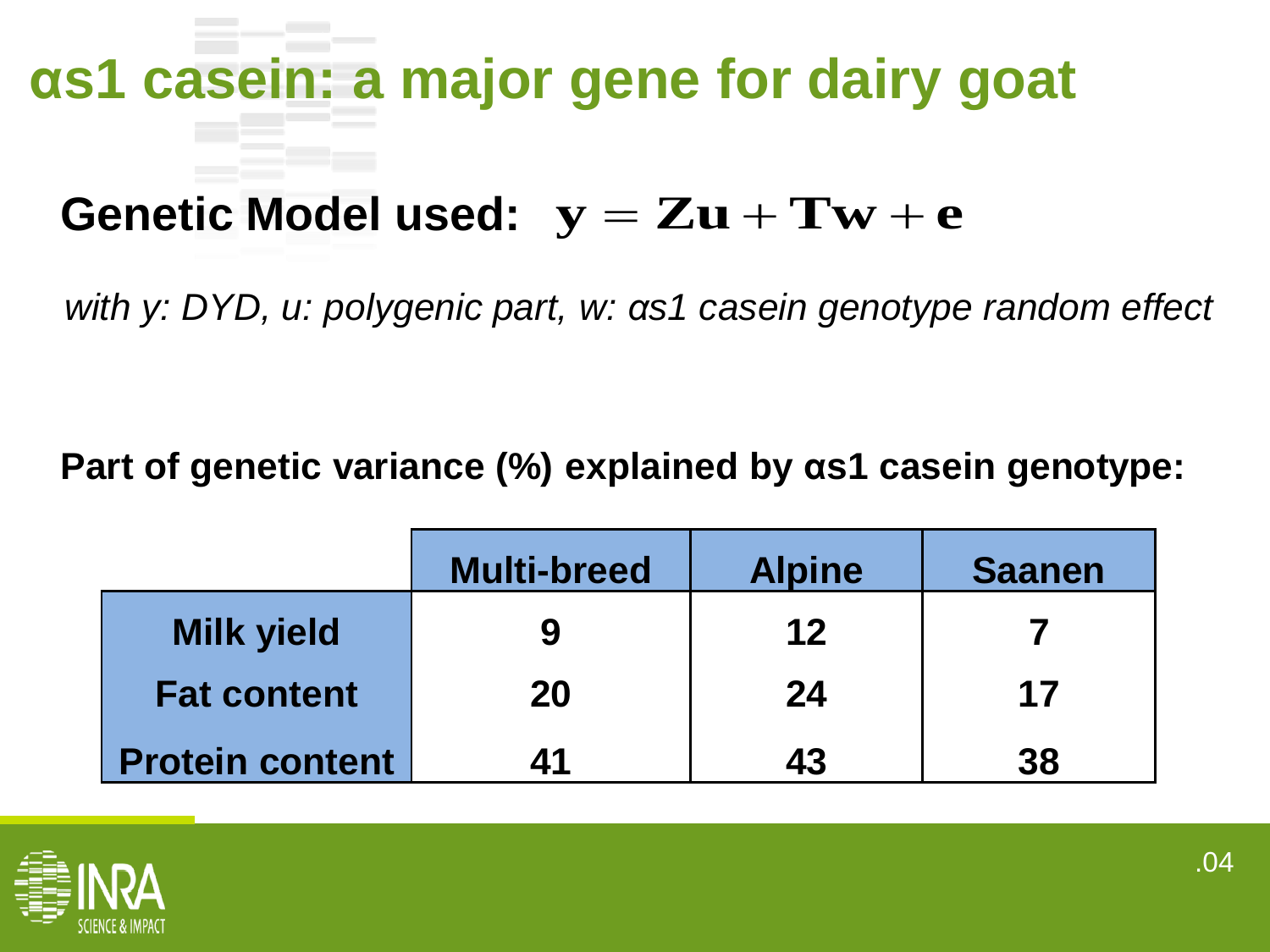# αs1 casein: a major gene for dairy goat

**Genetic Model used:** $\mathbf{y} = \mathbf{Zu} + \mathbf{Tw} + \mathbf{e}$

*with y: DYD, u: polygenic part, w: αs1 casein genotype random effect*

**Part of genetic variance (%) explained by αs1 casein genotype:**

| | Multi-breed | Alpine | Saanen |
|---|---|---|---|
| **Milk yield** | 9 | 12 | 7 |
| **Fat content** | 20 | 24 | 17 |
| **Protein content** | 41 | 43 | 38 |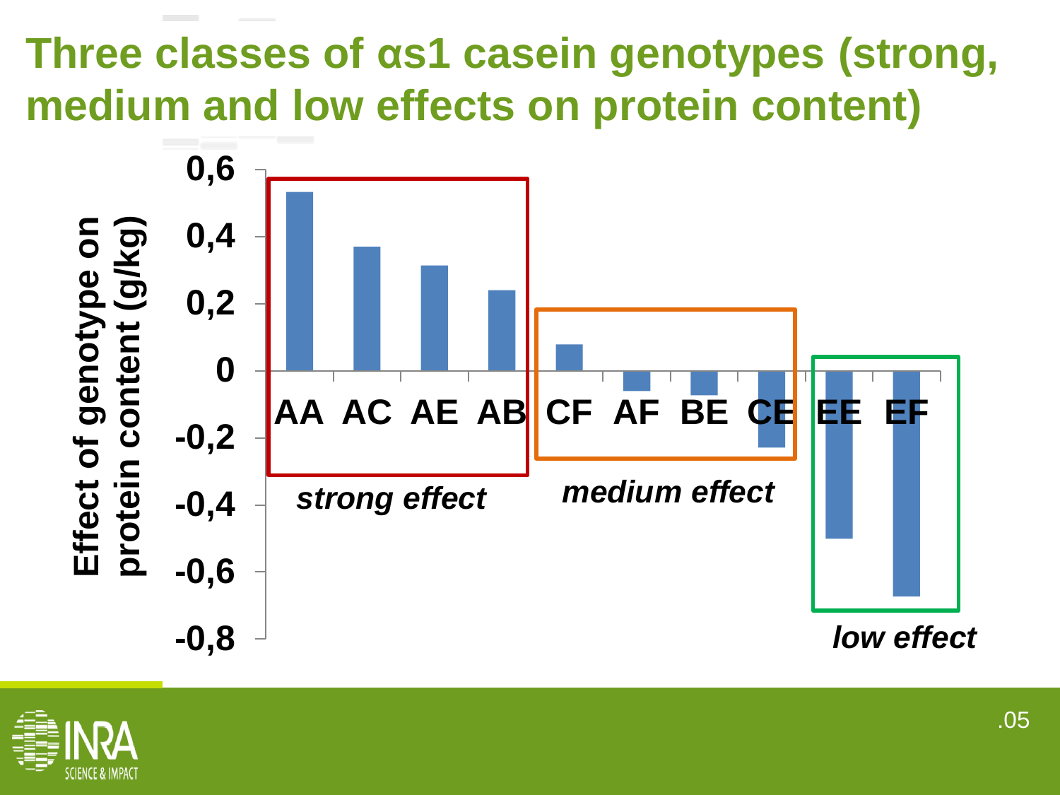# Three classes of αs1 casein genotypes (strong, medium and low effects on protein content)

Effect of genotype on protein content (g/kg)

| Genotype | Class |
|---|---|
| AA | strong effect |
| AC | strong effect |
| AE | strong effect |
| AB | strong effect |
| CF | medium effect |
| AF | medium effect |
| BE | medium effect |
| CE | medium effect |
| EE | low effect |
| EF | low effect |

*strong effect* *medium effect* *low effect*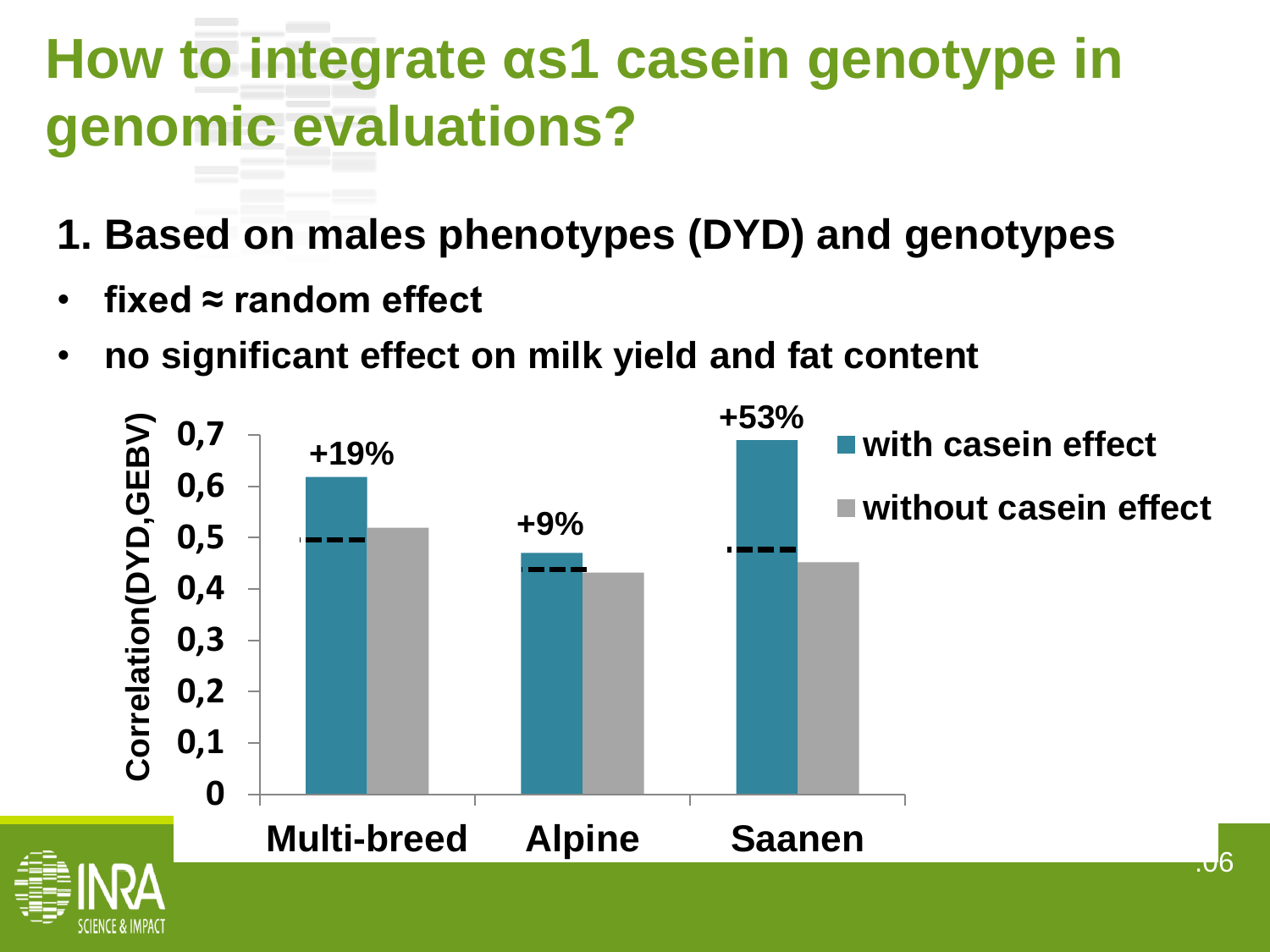# How to integrate αs1 casein genotype in genomic evaluations?

## 1. Based on males phenotypes (DYD) and genotypes

- **fixed ≈ random effect**
- **no significant effect on milk yield and fat content**

| | with casein effect | without casein effect | Gain |
|---|---|---|---|
| Multi-breed | 0,62 | 0,52 | +19% |
| Alpine | 0,47 | 0,43 | +9% |
| Saanen | 0,69 | 0,45 | +53% |

Correlation(DYD,GEBV)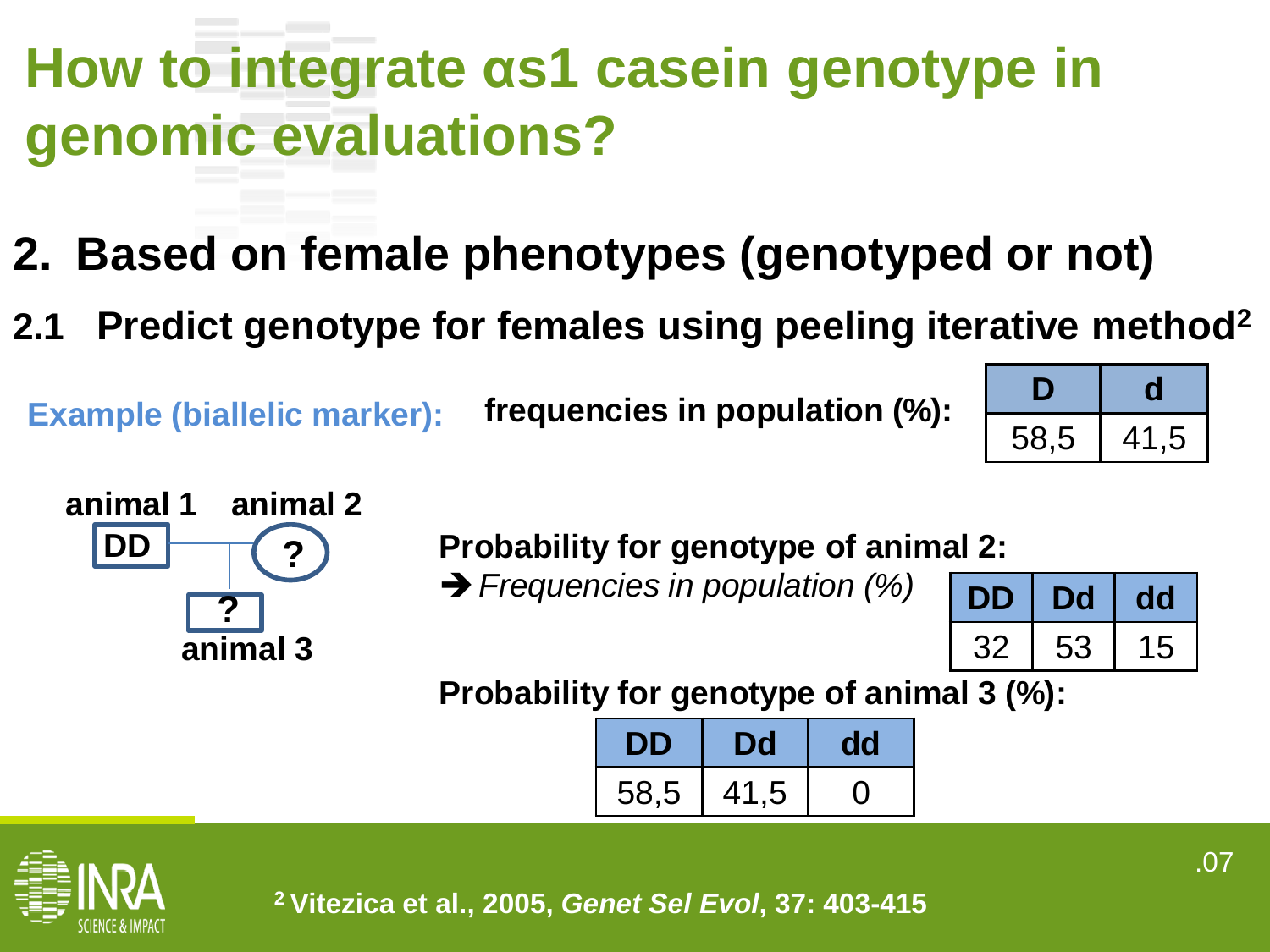# How to integrate αs1 casein genotype in genomic evaluations?

## 2. Based on female phenotypes (genotyped or not)

### 2.1 Predict genotype for females using peeling iterative method[2]

**Example (biallelic marker):** **frequencies in population (%):**

| D | d |
|---|---|
| 58,5 | 41,5 |

animal 1: DD — animal 2: ? — animal 3: ?

**Probability for genotype of animal 2:**

➔ *Frequencies in population (%)*

| DD | Dd | dd |
|---|---|---|
| 32 | 53 | 15 |

**Probability for genotype of animal 3 (%):**

| DD | Dd | dd |
|---|---|---|
| 58,5 | 41,5 | 0 |

[2] **Vitezica et al., 2005, *Genet Sel Evol*, 37: 403-415**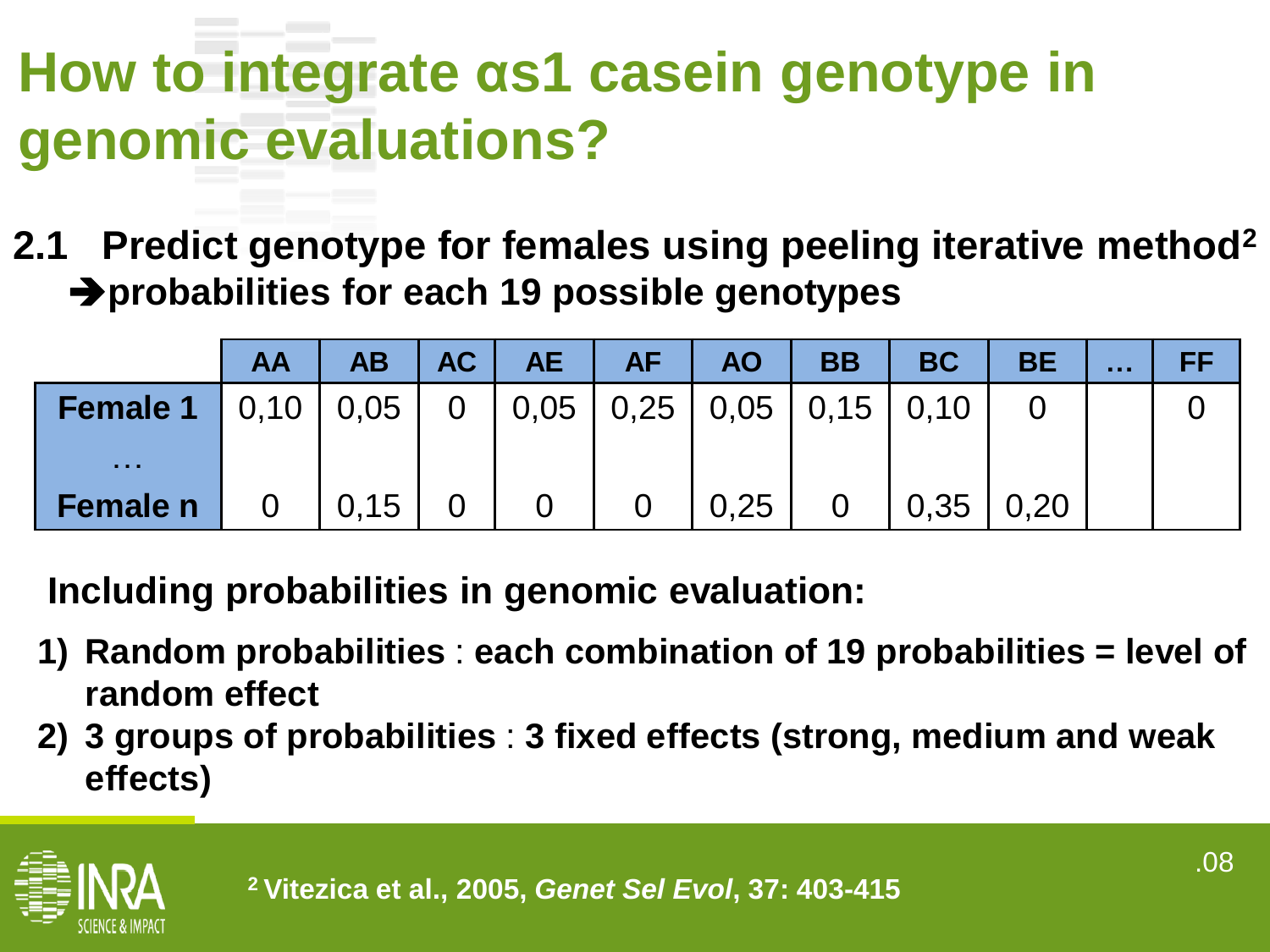# How to integrate αs1 casein genotype in genomic evaluations?

**2.1 Predict genotype for females using peeling iterative method[2]**
**➔probabilities for each 19 possible genotypes**

| | AA | AB | AC | AE | AF | AO | BB | BC | BE | … | FF |
|---|---|---|---|---|---|---|---|---|---|---|---|
| **Female 1** | 0,10 | 0,05 | 0 | 0,05 | 0,25 | 0,05 | 0,15 | 0,10 | 0 | | 0 |
| **…** | | | | | | | | | | | |
| **Female n** | 0 | 0,15 | 0 | 0 | 0 | 0,25 | 0 | 0,35 | 0,20 | | |

**Including probabilities in genomic evaluation:**

1) **Random probabilities** : **each combination of 19 probabilities = level of random effect**
2) **3 groups of probabilities** : **3 fixed effects (strong, medium and weak effects)**

[2] **Vitezica et al., 2005, *Genet Sel Evol*, 37: 403-415**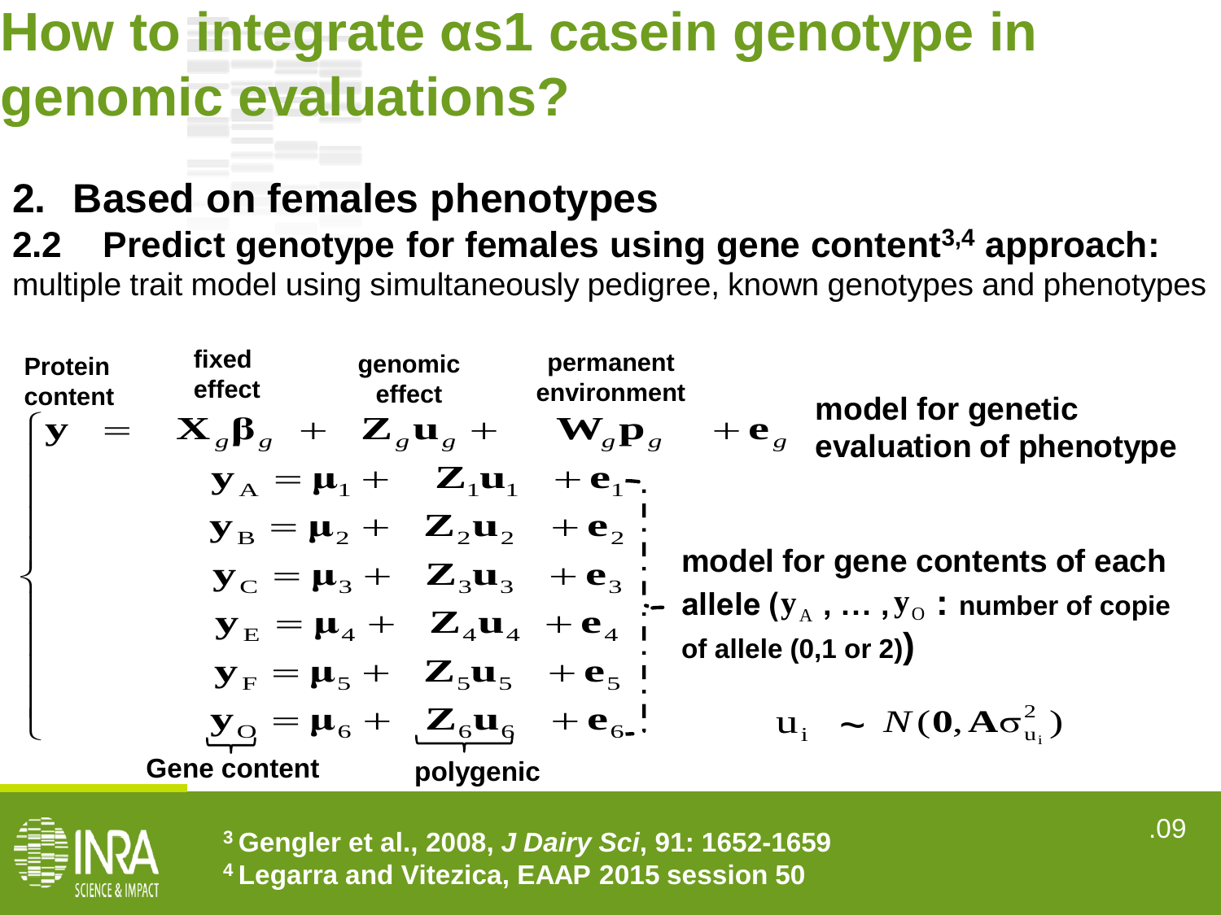# How to integrate αs1 casein genotype in genomic evaluations?

## 2. Based on females phenotypes

### 2.2 Predict genotype for females using gene content[3,4] approach:

multiple trait model using simultaneously pedigree, known genotypes and phenotypes

Protein content — fixed effect — genomic effect — permanent environment

$$
\left\{
\begin{aligned}
\mathbf{y} &= \mathbf{X}_g\boldsymbol{\beta}_g + \mathbf{Z}_g\mathbf{u}_g + \mathbf{W}_g\mathbf{p}_g + \mathbf{e}_g \\
\mathbf{y}_A &= \boldsymbol{\mu}_1 + \mathbf{Z}_1\mathbf{u}_1 + \mathbf{e}_1 \\
\mathbf{y}_B &= \boldsymbol{\mu}_2 + \mathbf{Z}_2\mathbf{u}_2 + \mathbf{e}_2 \\
\mathbf{y}_C &= \boldsymbol{\mu}_3 + \mathbf{Z}_3\mathbf{u}_3 + \mathbf{e}_3 \\
\mathbf{y}_E &= \boldsymbol{\mu}_4 + \mathbf{Z}_4\mathbf{u}_4 + \mathbf{e}_4 \\
\mathbf{y}_F &= \boldsymbol{\mu}_5 + \mathbf{Z}_5\mathbf{u}_5 + \mathbf{e}_5 \\
\mathbf{y}_O &= \boldsymbol{\mu}_6 + \mathbf{Z}_6\mathbf{u}_6 + \mathbf{e}_6
\end{aligned}
\right.
$$

**model for genetic evaluation of phenotype** (first equation)

**model for gene contents of each allele** ($\mathbf{y}_A, \ldots, \mathbf{y}_O$ : **number of copie of allele (0,1 or 2)**)

$\mathbf{y}_O$: Gene content; $\mathbf{Z}_6\mathbf{u}_6$: polygenic

$$\mathbf{u}_i \sim N(\mathbf{0}, \mathbf{A}\sigma^2_{u_i})$$

[3] Gengler et al., 2008, *J Dairy Sci*, 91: 1652-1659

[4] Legarra and Vitezica, EAAP 2015 session 50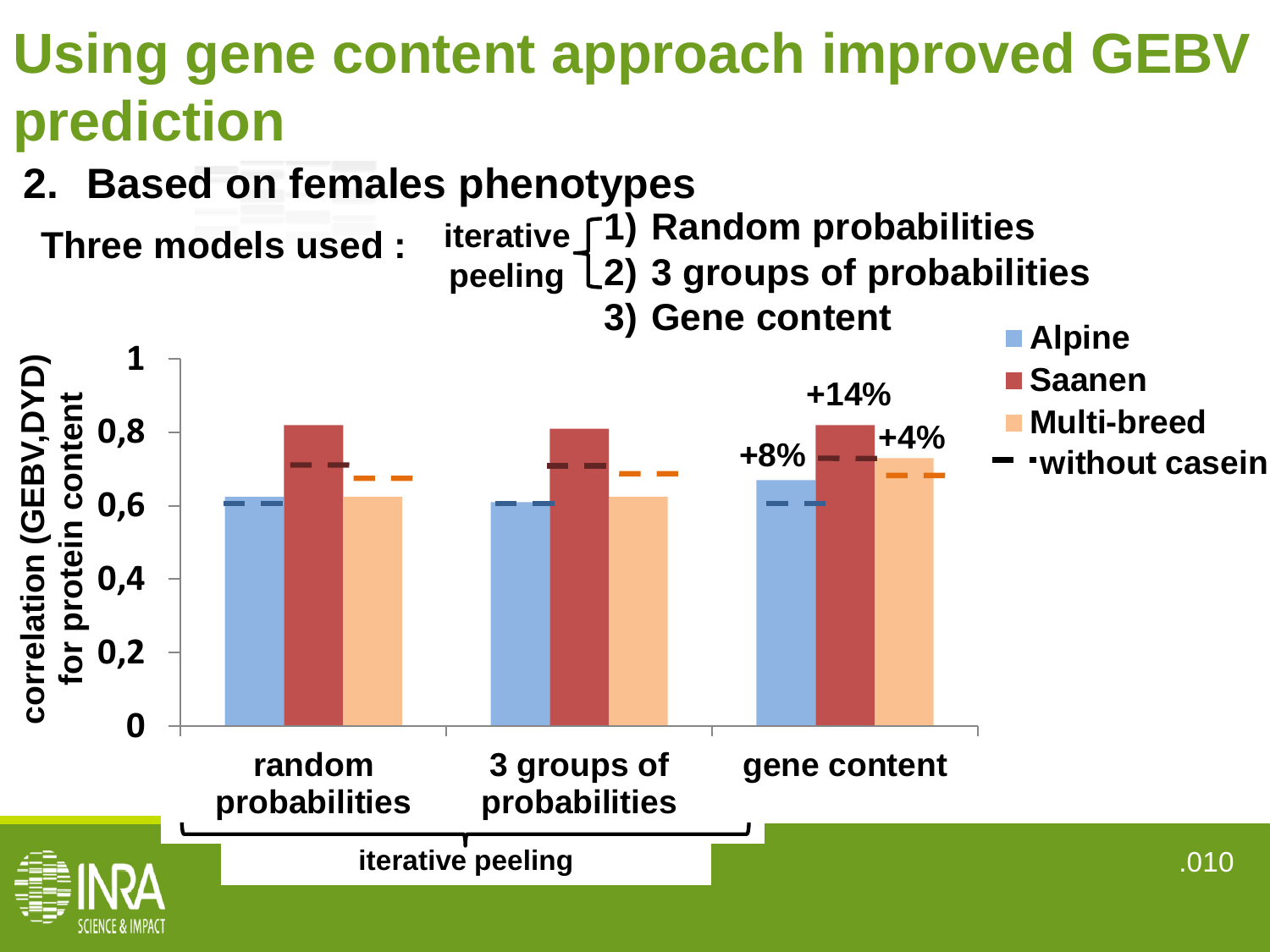# Using gene content approach improved GEBV prediction

## 2. Based on females phenotypes

Three models used :

- iterative peeling
  1) Random probabilities
  2) 3 groups of probabilities
- 3) Gene content

correlation (GEBV,DYD) for protein content

| | Alpine | Saanen | Multi-breed |
|---|---|---|---|
| random probabilities | | | |
| 3 groups of probabilities | | | |
| gene content | +8% | +14% | +4% |

Legend: Alpine, Saanen, Multi-breed, - without casein

Axis values: 0, 0,2, 0,4, 0,6, 0,8, 1

iterative peeling (random probabilities; 3 groups of probabilities)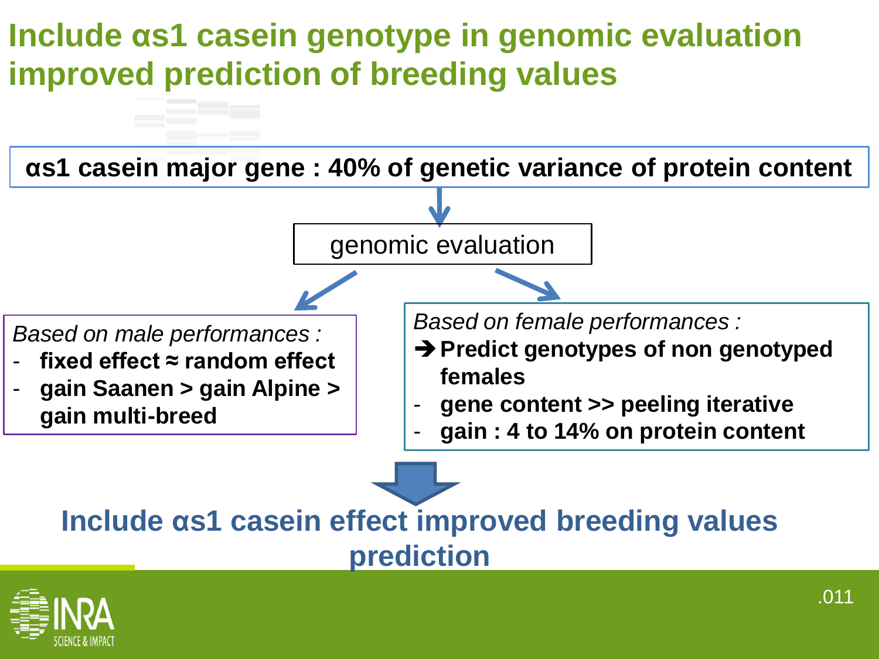# Include αs1 casein genotype in genomic evaluation improved prediction of breeding values

**αs1 casein major gene : 40% of genetic variance of protein content**

genomic evaluation

*Based on male performances :*

- **fixed effect ≈ random effect**
- **gain Saanen > gain Alpine > gain multi-breed**

*Based on female performances :*

➔ **Predict genotypes of non genotyped females**

- **gene content >> peeling iterative**
- **gain : 4 to 14% on protein content**

**Include αs1 casein effect improved breeding values prediction**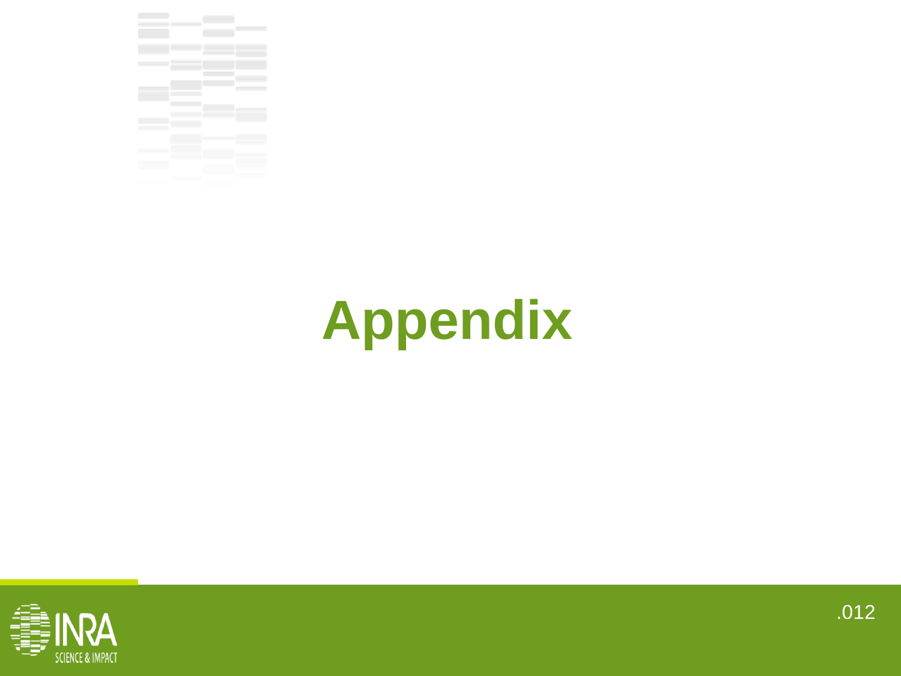# Appendix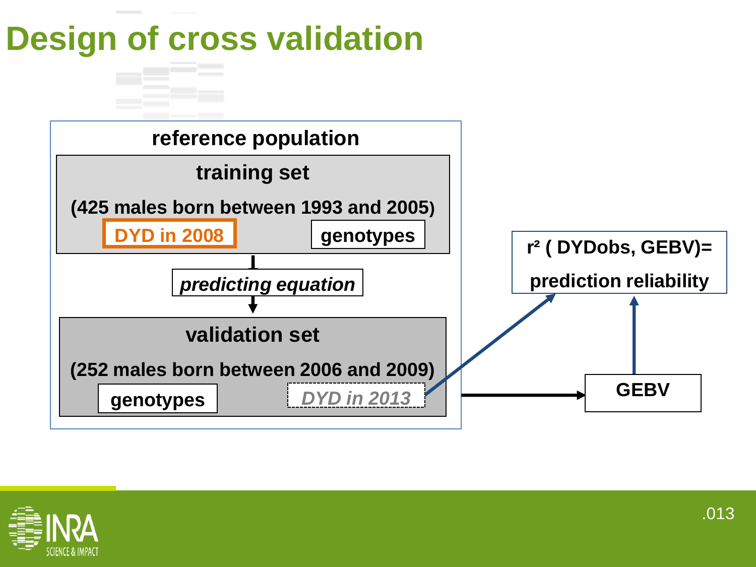# Design of cross validation

reference population

training set

(425 males born between 1993 and 2005)

DYD in 2008

genotypes

*predicting equation*

validation set

(252 males born between 2006 and 2009)

genotypes

*DYD in 2013*

$r^2$ ( DYDobs, GEBV)=

prediction reliability

GEBV